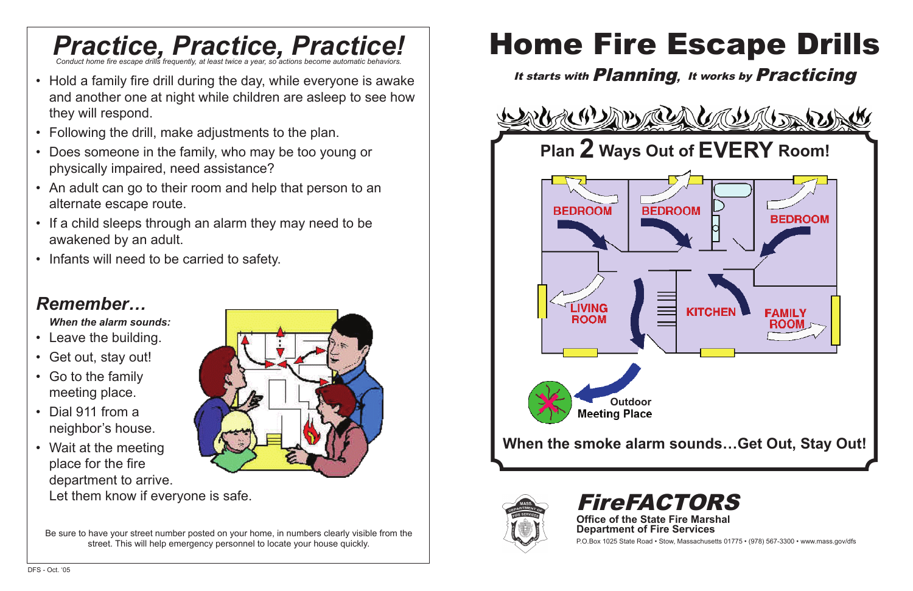# Practice, Practice, Practice!

*Conduct home fire escape drills frequently, at least twice a year, so actions become automatic behaviors.*

- Hold a family fire drill during the day, while everyone is awake and another one at night while children are asleep to see how they will respond.
- Following the drill, make adjustments to the plan.
- Does someone in the family, who may be too young or physically impaired, need assistance?
- An adult can go to their room and help that person to an alternate escape route.
- If a child sleeps through an alarm they may need to be awakened by an adult.
- Infants will need to be carried to safety.

## *Remember…*

***When the alarm sounds:***

- Leave the building.
- Get out, stay out!
- Go to the family meeting place.
- Dial 911 from a neighbor's house.
- Wait at the meeting place for the fire department to arrive. Let them know if everyone is safe.

Be sure to have your street number posted on your home, in numbers clearly visible from the street. This will help emergency personnel to locate your house quickly.

DFS - Oct. '05

# Home Fire Escape Drills

*It starts with* ***Planning****, It works by* ***Practicing***

## Plan 2 Ways Out of EVERY Room!

BEDROOM
BEDROOM
BEDROOM
LIVING ROOM
KITCHEN
FAMILY ROOM
Outdoor Meeting Place

**When the smoke alarm sounds…Get Out, Stay Out!**

## *FireFACTORS*

**Office of the State Fire Marshal**
**Department of Fire Services**

P.O.Box 1025 State Road • Stow, Massachusetts 01775 • (978) 567-3300 • www.mass.gov/dfs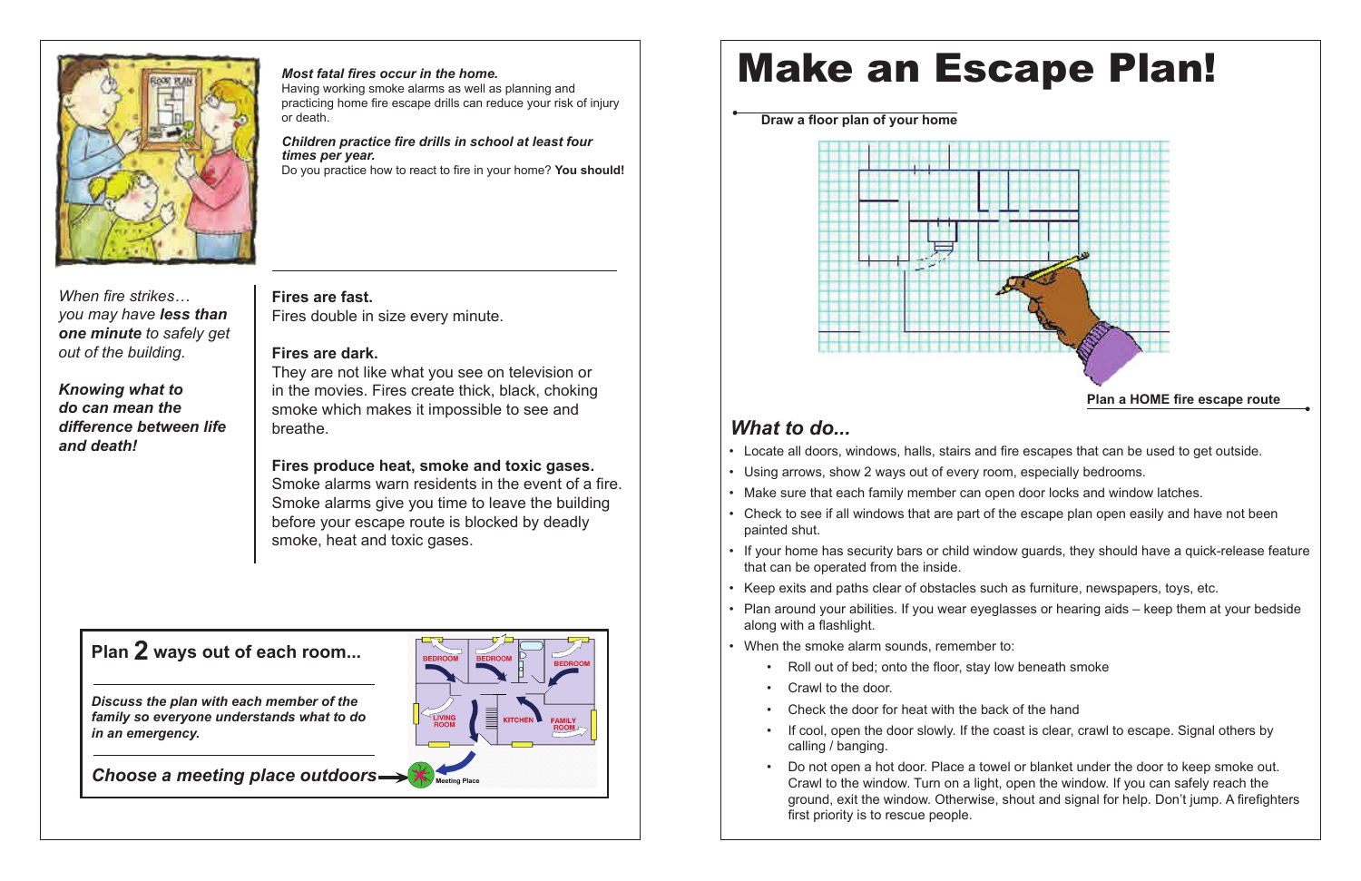***Most fatal fires occur in the home.***
Having working smoke alarms as well as planning and practicing home fire escape drills can reduce your risk of injury or death.

***Children practice fire drills in school at least four times per year.***
Do you practice how to react to fire in your home? **You should!**

*When fire strikes… you may have **less than one minute** to safely get out of the building.*

***Knowing what to do can mean the difference between life and death!***

**Fires are fast.**
Fires double in size every minute.

**Fires are dark.**
They are not like what you see on television or in the movies. Fires create thick, black, choking smoke which makes it impossible to see and breathe.

**Fires produce heat, smoke and toxic gases.**
Smoke alarms warn residents in the event of a fire. Smoke alarms give you time to leave the building before your escape route is blocked by deadly smoke, heat and toxic gases.

**Plan 2 ways out of each room...**

***Discuss the plan with each member of the family so everyone understands what to do in an emergency.***

***Choose a meeting place outdoors***

BEDROOM
BEDROOM
BEDROOM
LIVING ROOM
KITCHEN
FAMILY ROOM
Meeting Place

# Make an Escape Plan!

**Draw a floor plan of your home**

**Plan a HOME fire escape route**

## *What to do...*

- Locate all doors, windows, halls, stairs and fire escapes that can be used to get outside.
- Using arrows, show 2 ways out of every room, especially bedrooms.
- Make sure that each family member can open door locks and window latches.
- Check to see if all windows that are part of the escape plan open easily and have not been painted shut.
- If your home has security bars or child window guards, they should have a quick-release feature that can be operated from the inside.
- Keep exits and paths clear of obstacles such as furniture, newspapers, toys, etc.
- Plan around your abilities. If you wear eyeglasses or hearing aids – keep them at your bedside along with a flashlight.
- When the smoke alarm sounds, remember to:
  - Roll out of bed; onto the floor, stay low beneath smoke
  - Crawl to the door.
  - Check the door for heat with the back of the hand
  - If cool, open the door slowly. If the coast is clear, crawl to escape. Signal others by calling / banging.
  - Do not open a hot door. Place a towel or blanket under the door to keep smoke out. Crawl to the window. Turn on a light, open the window. If you can safely reach the ground, exit the window. Otherwise, shout and signal for help. Don't jump. A firefighters first priority is to rescue people.